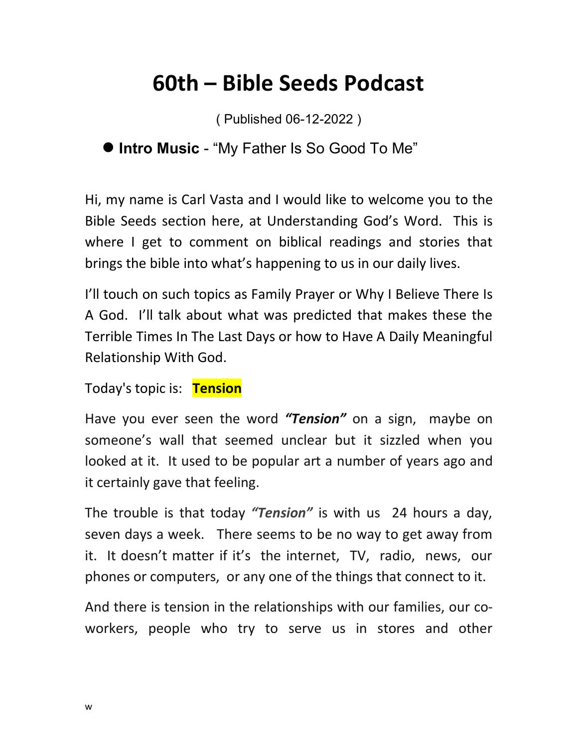# 60th – Bible Seeds Podcast

( Published 06-12-2022 )

- **Intro Music** - "My Father Is So Good To Me"

Hi, my name is Carl Vasta and I would like to welcome you to the Bible Seeds section here, at Understanding God's Word. This is where I get to comment on biblical readings and stories that brings the bible into what's happening to us in our daily lives.

I'll touch on such topics as Family Prayer or Why I Believe There Is A God. I'll talk about what was predicted that makes these the Terrible Times In The Last Days or how to Have A Daily Meaningful Relationship With God.

Today's topic is: **Tension**

Have you ever seen the word ***"Tension"*** on a sign, maybe on someone's wall that seemed unclear but it sizzled when you looked at it. It used to be popular art a number of years ago and it certainly gave that feeling.

The trouble is that today ***"Tension"*** is with us 24 hours a day, seven days a week. There seems to be no way to get away from it. It doesn't matter if it's the internet, TV, radio, news, our phones or computers, or any one of the things that connect to it.

And there is tension in the relationships with our families, our co-workers, people who try to serve us in stores and other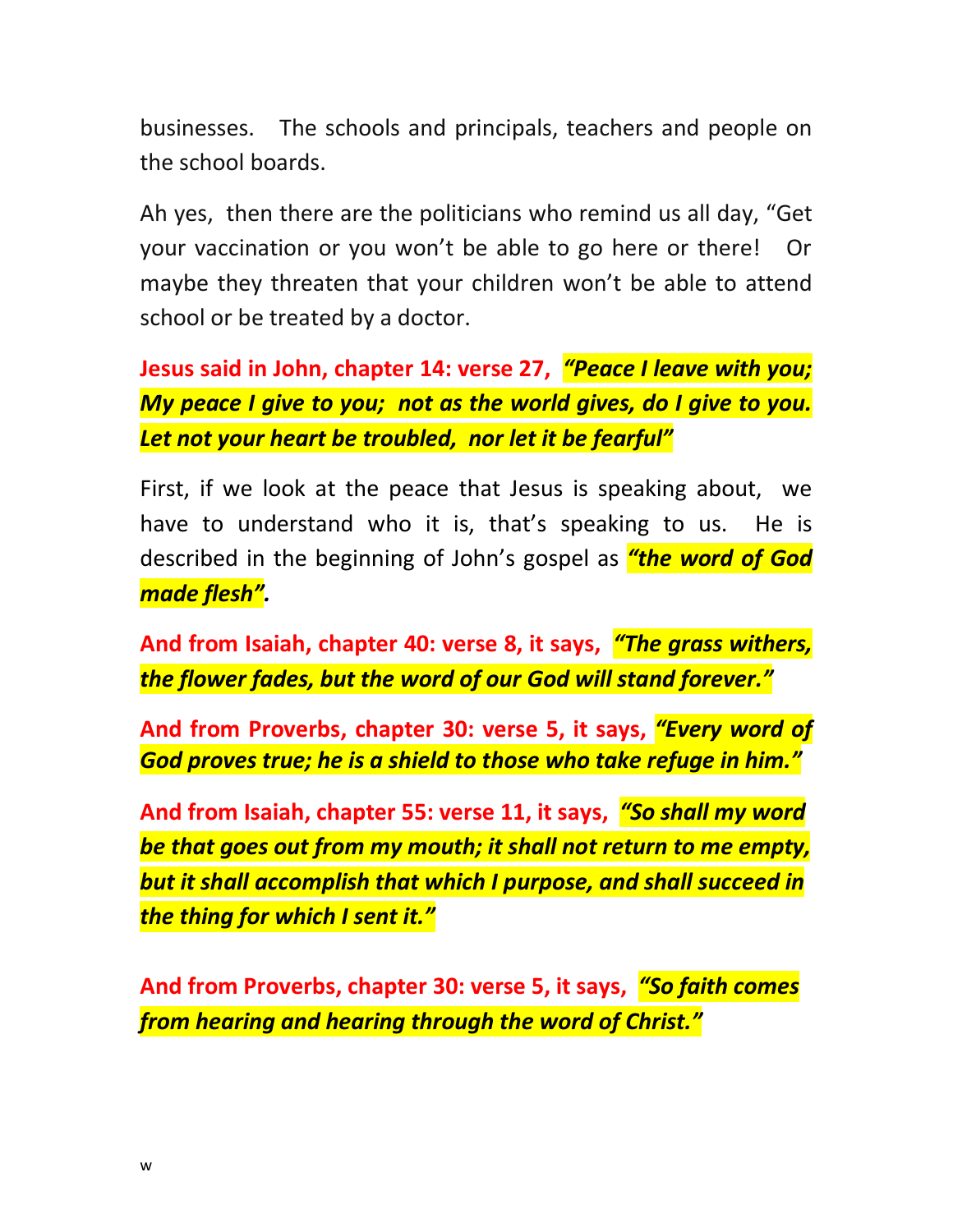businesses. The schools and principals, teachers and people on the school boards.

Ah yes, then there are the politicians who remind us all day, "Get your vaccination or you won't be able to go here or there! Or maybe they threaten that your children won't be able to attend school or be treated by a doctor.

**Jesus said in John, chapter 14: verse 27,** ***"Peace I leave with you; My peace I give to you; not as the world gives, do I give to you. Let not your heart be troubled, nor let it be fearful"***

First, if we look at the peace that Jesus is speaking about, we have to understand who it is, that's speaking to us. He is described in the beginning of John's gospel as ***"the word of God made flesh".***

**And from Isaiah, chapter 40: verse 8, it says,** ***"The grass withers, the flower fades, but the word of our God will stand forever."***

**And from Proverbs, chapter 30: verse 5, it says,** ***"Every word of God proves true; he is a shield to those who take refuge in him."***

**And from Isaiah, chapter 55: verse 11, it says,** ***"So shall my word be that goes out from my mouth; it shall not return to me empty, but it shall accomplish that which I purpose, and shall succeed in the thing for which I sent it."***

**And from Proverbs, chapter 30: verse 5, it says,** ***"So faith comes from hearing and hearing through the word of Christ."***

w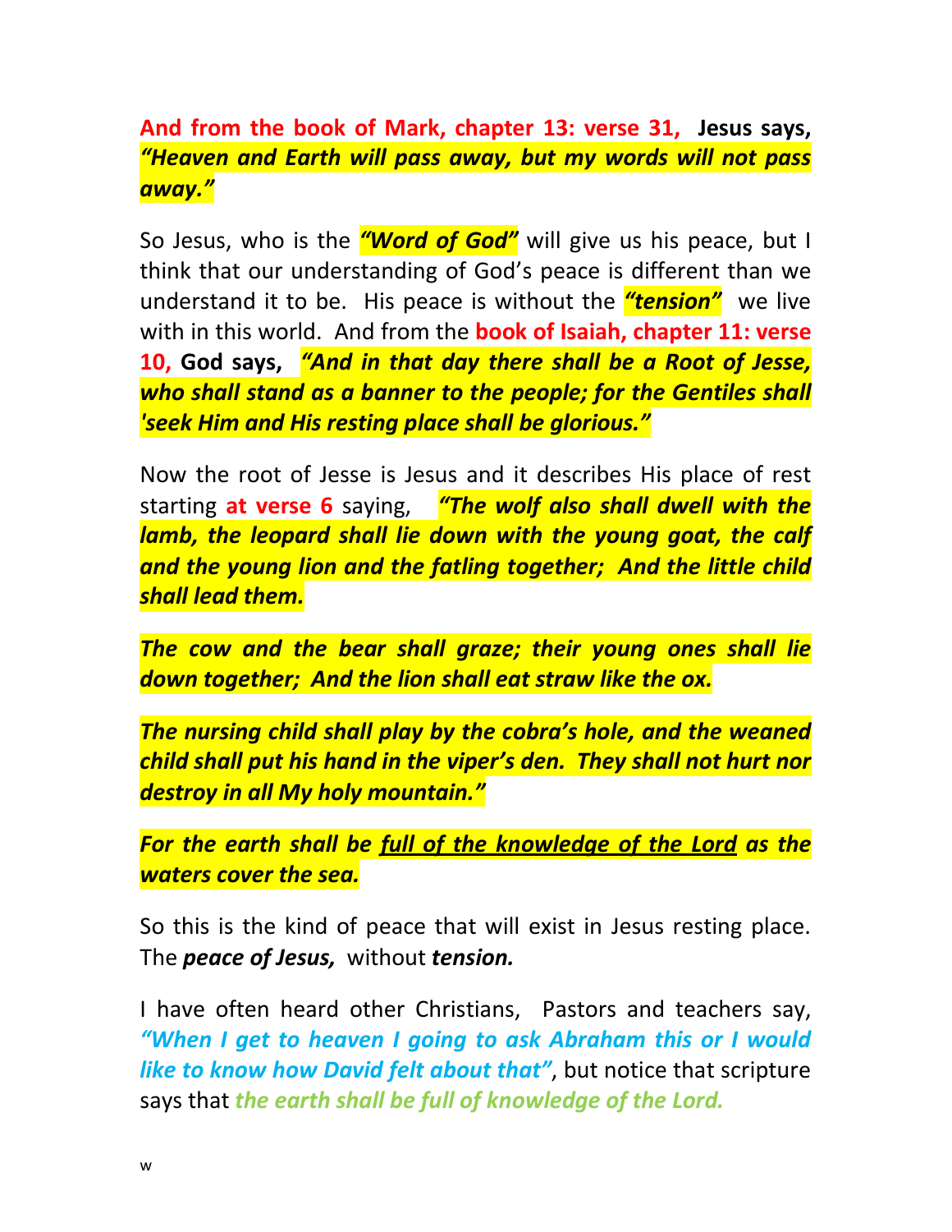**And from the book of Mark, chapter 13: verse 31, Jesus says,** ***"Heaven and Earth will pass away, but my words will not pass away."***

So Jesus, who is the ***"Word of God"*** will give us his peace, but I think that our understanding of God's peace is different than we understand it to be. His peace is without the ***"tension"*** we live with in this world. And from the **book of Isaiah, chapter 11: verse 10, God says,** ***"And in that day there shall be a Root of Jesse, who shall stand as a banner to the people; for the Gentiles shall 'seek Him and His resting place shall be glorious."***

Now the root of Jesse is Jesus and it describes His place of rest starting **at verse 6** saying, ***"The wolf also shall dwell with the lamb, the leopard shall lie down with the young goat, the calf and the young lion and the fatling together; And the little child shall lead them.***

***The cow and the bear shall graze; their young ones shall lie down together; And the lion shall eat straw like the ox.***

***The nursing child shall play by the cobra's hole, and the weaned child shall put his hand in the viper's den. They shall not hurt nor destroy in all My holy mountain."***

***For the earth shall be <u>full of the knowledge of the Lord</u> as the waters cover the sea.***

So this is the kind of peace that will exist in Jesus resting place. The ***peace of Jesus,*** without ***tension.***

I have often heard other Christians, Pastors and teachers say, ***"When I get to heaven I going to ask Abraham this or I would like to know how David felt about that"***, but notice that scripture says that ***the earth shall be full of knowledge of the Lord.***

w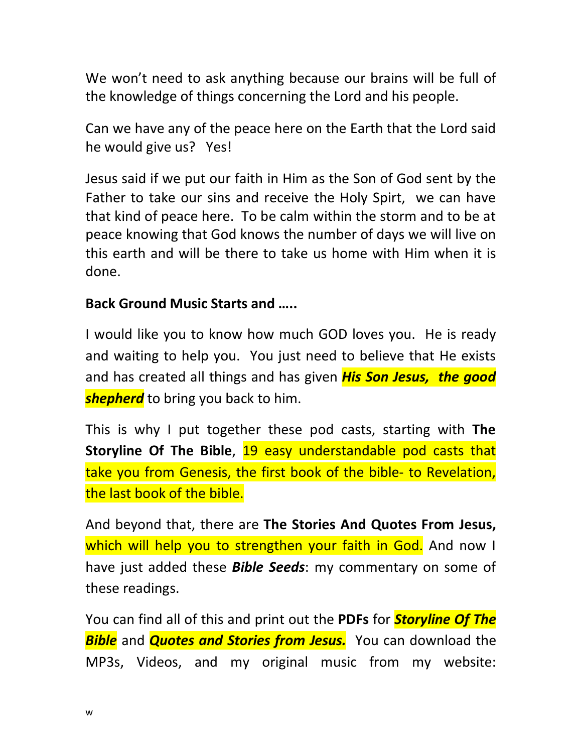We won't need to ask anything because our brains will be full of the knowledge of things concerning the Lord and his people.

Can we have any of the peace here on the Earth that the Lord said he would give us? Yes!

Jesus said if we put our faith in Him as the Son of God sent by the Father to take our sins and receive the Holy Spirt, we can have that kind of peace here. To be calm within the storm and to be at peace knowing that God knows the number of days we will live on this earth and will be there to take us home with Him when it is done.

**Back Ground Music Starts and …..**

I would like you to know how much GOD loves you. He is ready and waiting to help you. You just need to believe that He exists and has created all things and has given ***His Son Jesus, the good shepherd*** to bring you back to him.

This is why I put together these pod casts, starting with **The Storyline Of The Bible**, 19 easy understandable pod casts that take you from Genesis, the first book of the bible- to Revelation, the last book of the bible.

And beyond that, there are **The Stories And Quotes From Jesus,** which will help you to strengthen your faith in God. And now I have just added these ***Bible Seeds***: my commentary on some of these readings.

You can find all of this and print out the **PDFs** for ***Storyline Of The Bible*** and ***Quotes and Stories from Jesus.*** You can download the MP3s, Videos, and my original music from my website:

w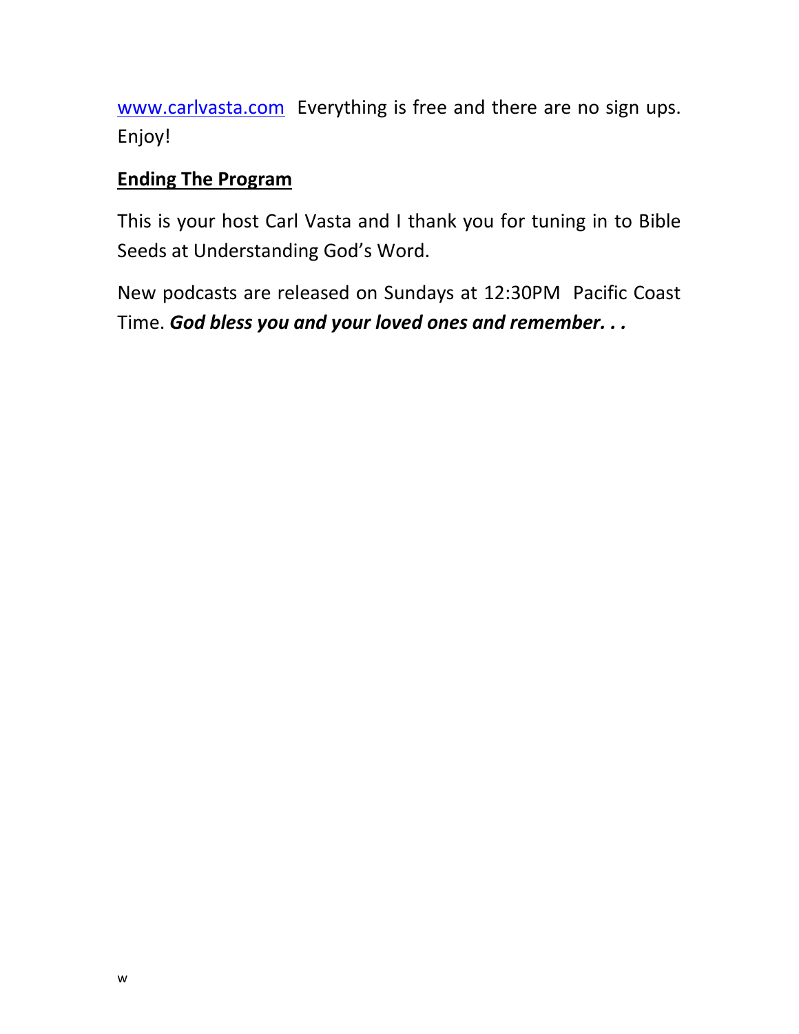www.carlvasta.com Everything is free and there are no sign ups. Enjoy!

**Ending The Program**

This is your host Carl Vasta and I thank you for tuning in to Bible Seeds at Understanding God's Word.

New podcasts are released on Sundays at 12:30PM Pacific Coast Time. ***God bless you and your loved ones and remember. . .***

w